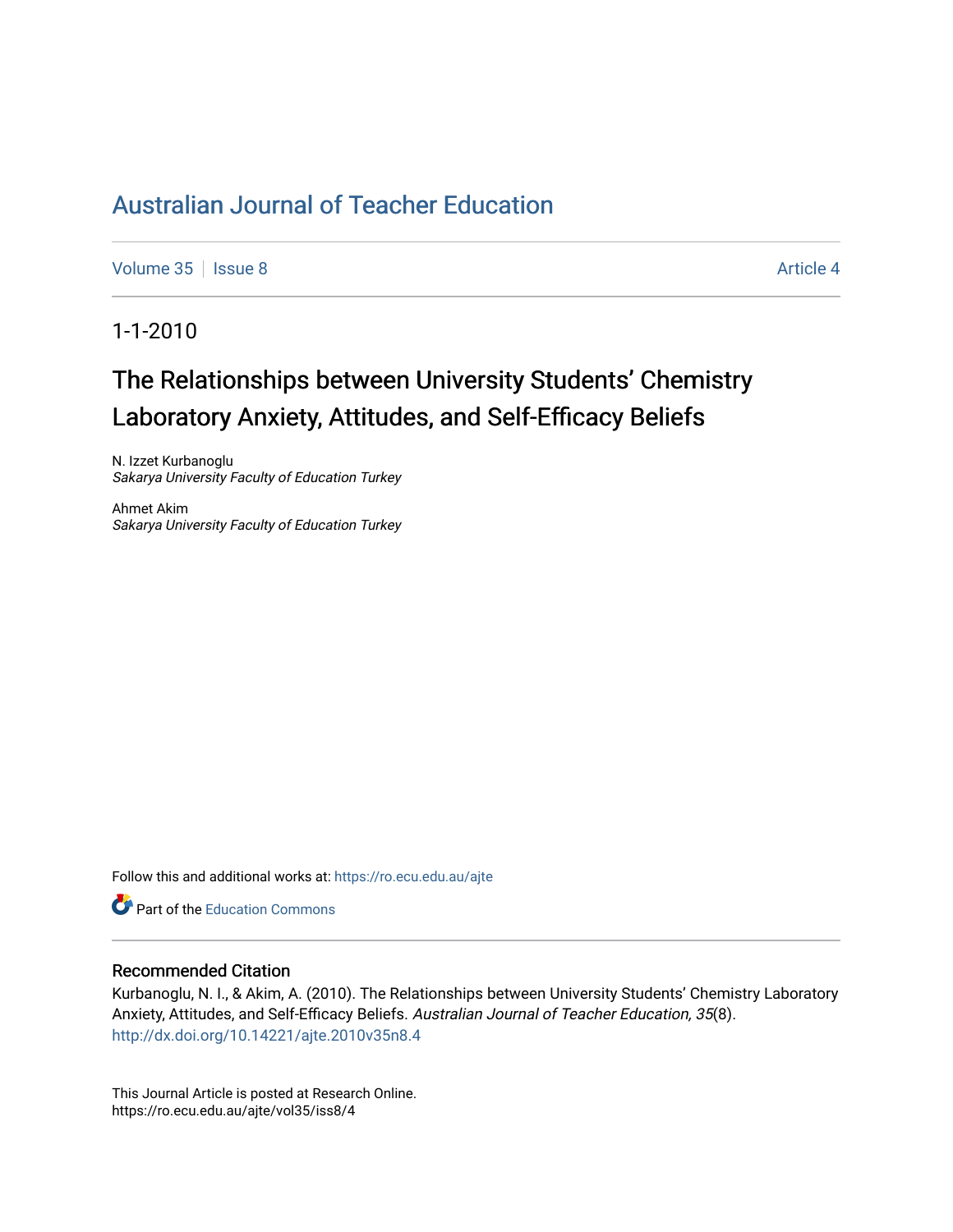# Australian Journal of Teacher Education

Volume 35 | Issue 8 | Article 4

1-1-2010

## The Relationships between University Students' Chemistry Laboratory Anxiety, Attitudes, and Self-Efficacy Beliefs

N. Izzet Kurbanoglu
*Sakarya University Faculty of Education Turkey*

Ahmet Akim
*Sakarya University Faculty of Education Turkey*

Follow this and additional works at: https://ro.ecu.edu.au/ajte

Part of the Education Commons

### Recommended Citation

Kurbanoglu, N. I., & Akim, A. (2010). The Relationships between University Students' Chemistry Laboratory Anxiety, Attitudes, and Self-Efficacy Beliefs. *Australian Journal of Teacher Education, 35*(8). http://dx.doi.org/10.14221/ajte.2010v35n8.4

This Journal Article is posted at Research Online.
https://ro.ecu.edu.au/ajte/vol35/iss8/4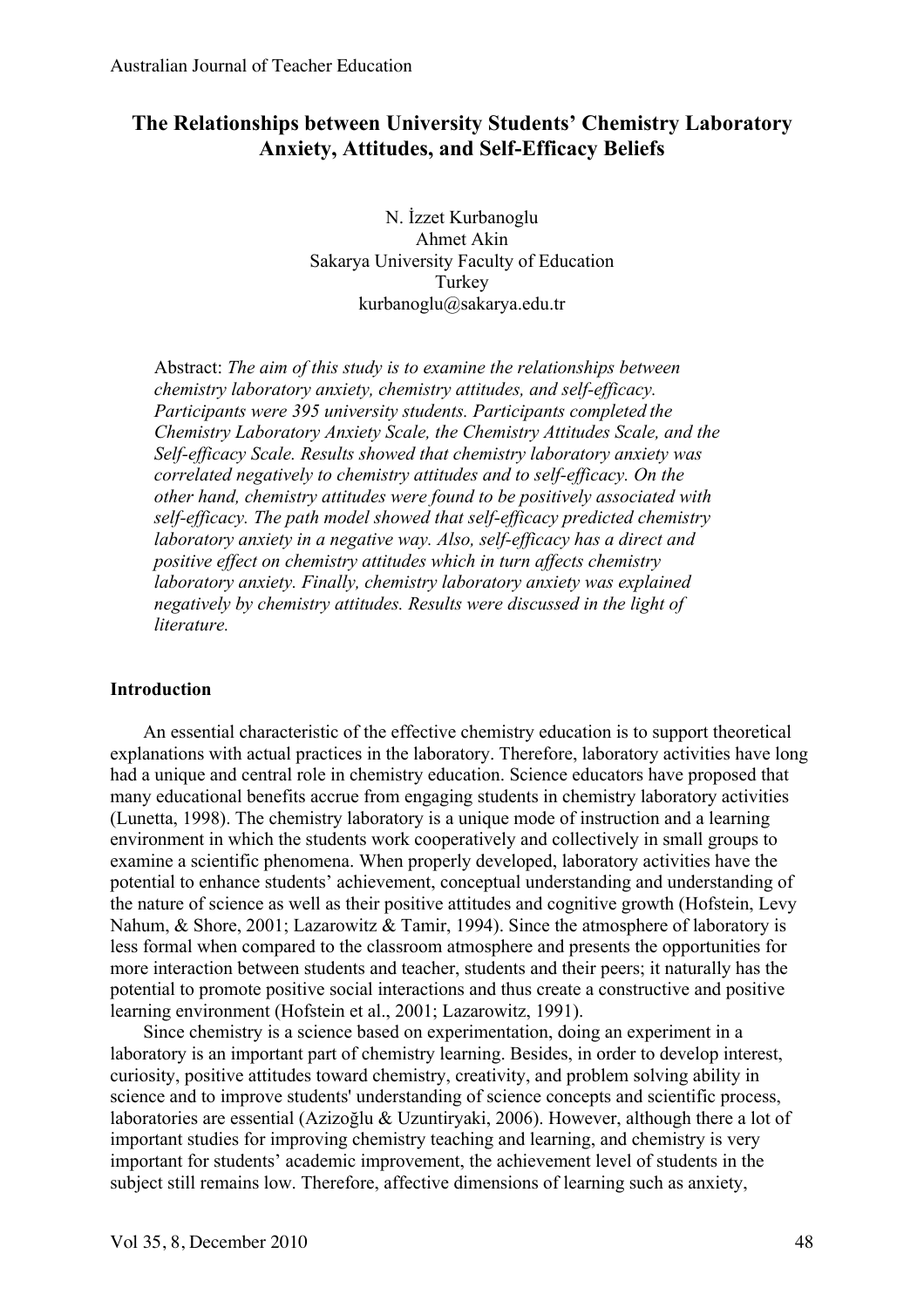# The Relationships between University Students' Chemistry Laboratory Anxiety, Attitudes, and Self-Efficacy Beliefs

N. İzzet Kurbanoglu
Ahmet Akin
Sakarya University Faculty of Education
Turkey
kurbanoglu@sakarya.edu.tr

Abstract: *The aim of this study is to examine the relationships between chemistry laboratory anxiety, chemistry attitudes, and self-efficacy. Participants were 395 university students. Participants completed the Chemistry Laboratory Anxiety Scale, the Chemistry Attitudes Scale, and the Self-efficacy Scale. Results showed that chemistry laboratory anxiety was correlated negatively to chemistry attitudes and to self-efficacy. On the other hand, chemistry attitudes were found to be positively associated with self-efficacy. The path model showed that self-efficacy predicted chemistry laboratory anxiety in a negative way. Also, self-efficacy has a direct and positive effect on chemistry attitudes which in turn affects chemistry laboratory anxiety. Finally, chemistry laboratory anxiety was explained negatively by chemistry attitudes. Results were discussed in the light of literature.*

## Introduction

An essential characteristic of the effective chemistry education is to support theoretical explanations with actual practices in the laboratory. Therefore, laboratory activities have long had a unique and central role in chemistry education. Science educators have proposed that many educational benefits accrue from engaging students in chemistry laboratory activities (Lunetta, 1998). The chemistry laboratory is a unique mode of instruction and a learning environment in which the students work cooperatively and collectively in small groups to examine a scientific phenomena. When properly developed, laboratory activities have the potential to enhance students' achievement, conceptual understanding and understanding of the nature of science as well as their positive attitudes and cognitive growth (Hofstein, Levy Nahum, & Shore, 2001; Lazarowitz & Tamir, 1994). Since the atmosphere of laboratory is less formal when compared to the classroom atmosphere and presents the opportunities for more interaction between students and teacher, students and their peers; it naturally has the potential to promote positive social interactions and thus create a constructive and positive learning environment (Hofstein et al., 2001; Lazarowitz, 1991).

Since chemistry is a science based on experimentation, doing an experiment in a laboratory is an important part of chemistry learning. Besides, in order to develop interest, curiosity, positive attitudes toward chemistry, creativity, and problem solving ability in science and to improve students' understanding of science concepts and scientific process, laboratories are essential (Azizoğlu & Uzuntiryaki, 2006). However, although there a lot of important studies for improving chemistry teaching and learning, and chemistry is very important for students' academic improvement, the achievement level of students in the subject still remains low. Therefore, affective dimensions of learning such as anxiety,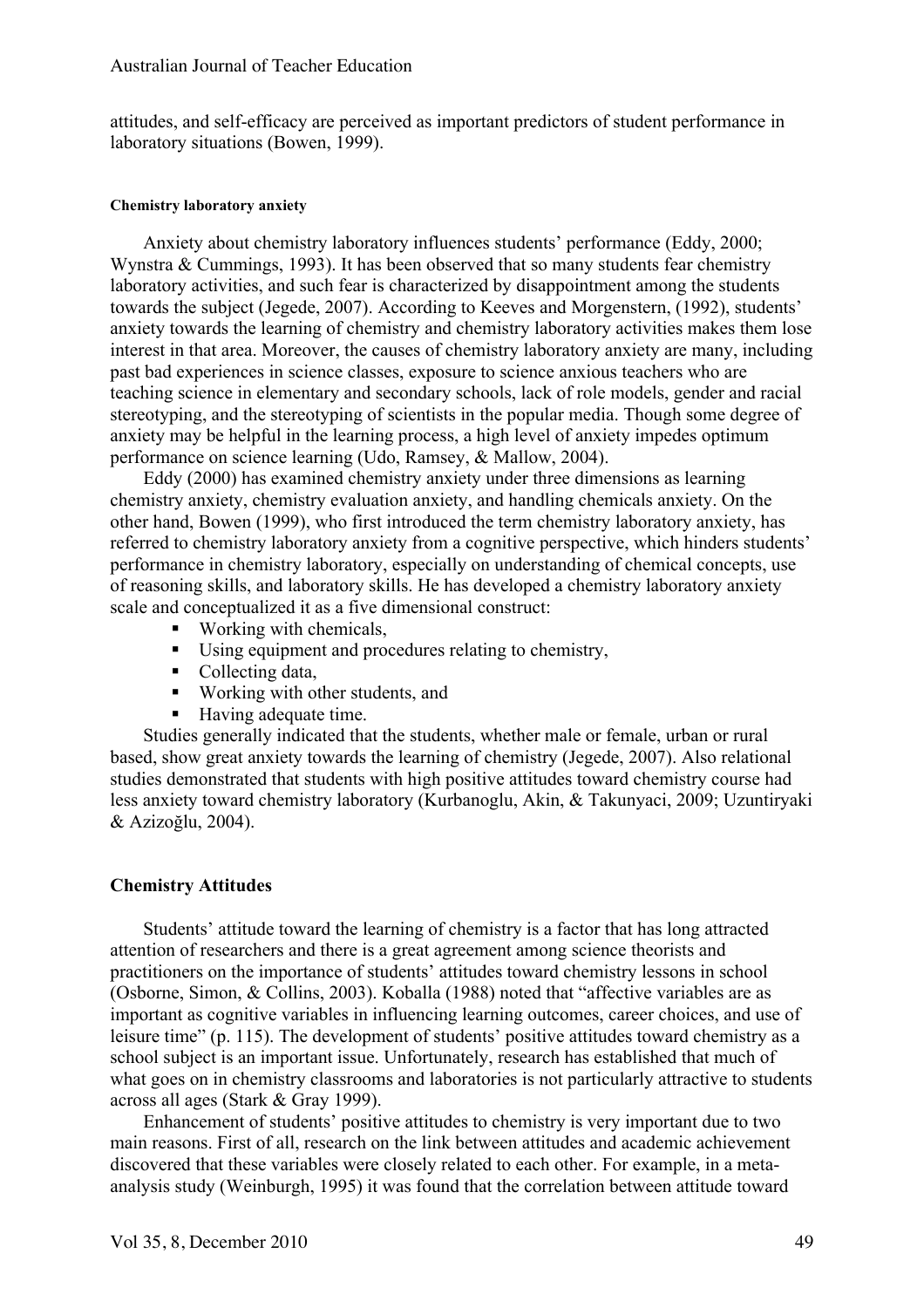attitudes, and self-efficacy are perceived as important predictors of student performance in laboratory situations (Bowen, 1999).

#### Chemistry laboratory anxiety

Anxiety about chemistry laboratory influences students' performance (Eddy, 2000; Wynstra & Cummings, 1993). It has been observed that so many students fear chemistry laboratory activities, and such fear is characterized by disappointment among the students towards the subject (Jegede, 2007). According to Keeves and Morgenstern, (1992), students' anxiety towards the learning of chemistry and chemistry laboratory activities makes them lose interest in that area. Moreover, the causes of chemistry laboratory anxiety are many, including past bad experiences in science classes, exposure to science anxious teachers who are teaching science in elementary and secondary schools, lack of role models, gender and racial stereotyping, and the stereotyping of scientists in the popular media. Though some degree of anxiety may be helpful in the learning process, a high level of anxiety impedes optimum performance on science learning (Udo, Ramsey, & Mallow, 2004).

Eddy (2000) has examined chemistry anxiety under three dimensions as learning chemistry anxiety, chemistry evaluation anxiety, and handling chemicals anxiety. On the other hand, Bowen (1999), who first introduced the term chemistry laboratory anxiety, has referred to chemistry laboratory anxiety from a cognitive perspective, which hinders students' performance in chemistry laboratory, especially on understanding of chemical concepts, use of reasoning skills, and laboratory skills. He has developed a chemistry laboratory anxiety scale and conceptualized it as a five dimensional construct:

- Working with chemicals,
- Using equipment and procedures relating to chemistry,
- Collecting data,
- Working with other students, and
- Having adequate time.

Studies generally indicated that the students, whether male or female, urban or rural based, show great anxiety towards the learning of chemistry (Jegede, 2007). Also relational studies demonstrated that students with high positive attitudes toward chemistry course had less anxiety toward chemistry laboratory (Kurbanoglu, Akin, & Takunyaci, 2009; Uzuntiryaki & Azizoğlu, 2004).

### Chemistry Attitudes

Students' attitude toward the learning of chemistry is a factor that has long attracted attention of researchers and there is a great agreement among science theorists and practitioners on the importance of students' attitudes toward chemistry lessons in school (Osborne, Simon, & Collins, 2003). Koballa (1988) noted that "affective variables are as important as cognitive variables in influencing learning outcomes, career choices, and use of leisure time" (p. 115). The development of students' positive attitudes toward chemistry as a school subject is an important issue. Unfortunately, research has established that much of what goes on in chemistry classrooms and laboratories is not particularly attractive to students across all ages (Stark & Gray 1999).

Enhancement of students' positive attitudes to chemistry is very important due to two main reasons. First of all, research on the link between attitudes and academic achievement discovered that these variables were closely related to each other. For example, in a meta-analysis study (Weinburgh, 1995) it was found that the correlation between attitude toward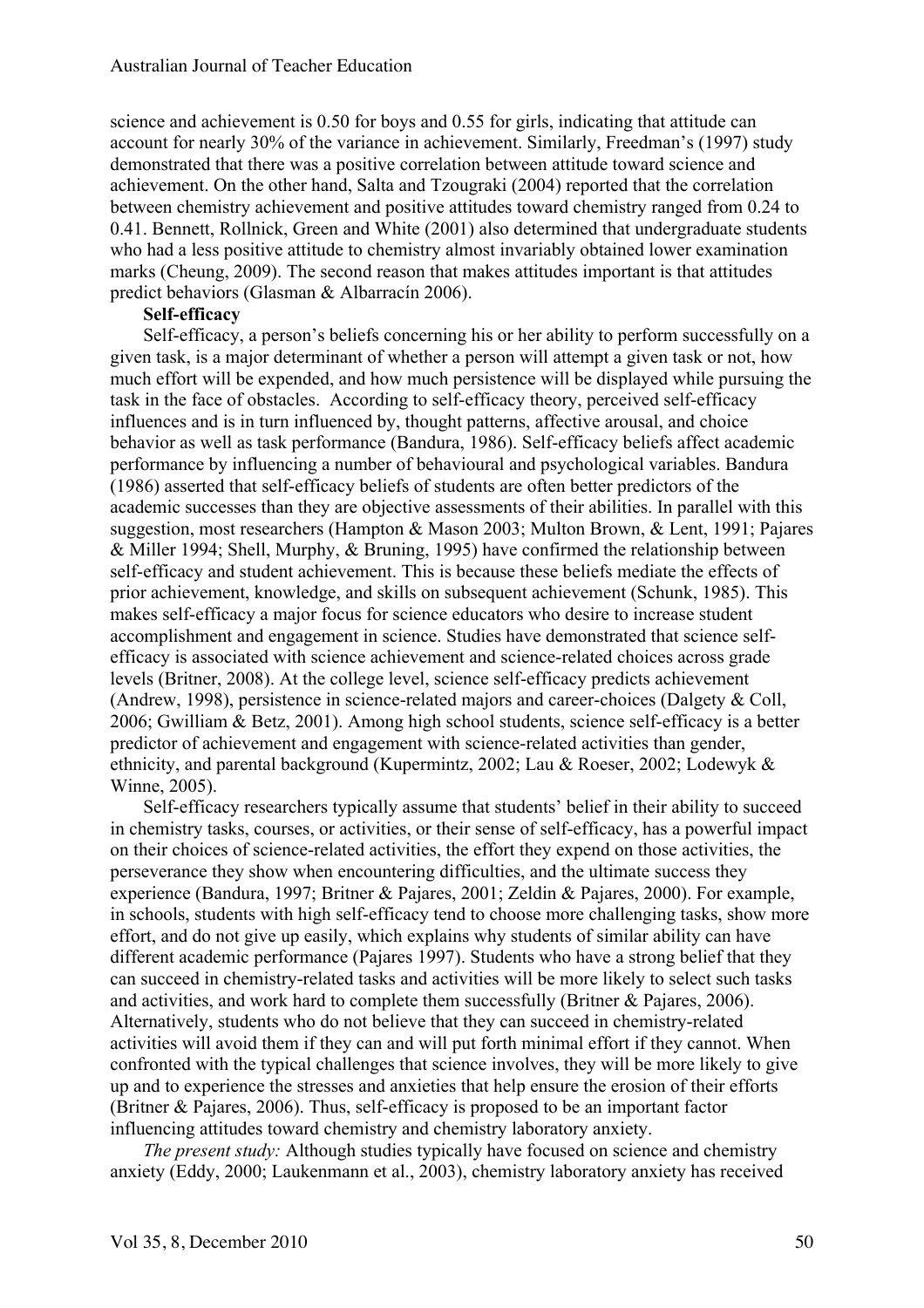science and achievement is 0.50 for boys and 0.55 for girls, indicating that attitude can account for nearly 30% of the variance in achievement. Similarly, Freedman's (1997) study demonstrated that there was a positive correlation between attitude toward science and achievement. On the other hand, Salta and Tzougraki (2004) reported that the correlation between chemistry achievement and positive attitudes toward chemistry ranged from 0.24 to 0.41. Bennett, Rollnick, Green and White (2001) also determined that undergraduate students who had a less positive attitude to chemistry almost invariably obtained lower examination marks (Cheung, 2009). The second reason that makes attitudes important is that attitudes predict behaviors (Glasman & Albarracín 2006).

**Self-efficacy**

Self-efficacy, a person's beliefs concerning his or her ability to perform successfully on a given task, is a major determinant of whether a person will attempt a given task or not, how much effort will be expended, and how much persistence will be displayed while pursuing the task in the face of obstacles. According to self-efficacy theory, perceived self-efficacy influences and is in turn influenced by, thought patterns, affective arousal, and choice behavior as well as task performance (Bandura, 1986). Self-efficacy beliefs affect academic performance by influencing a number of behavioural and psychological variables. Bandura (1986) asserted that self-efficacy beliefs of students are often better predictors of the academic successes than they are objective assessments of their abilities. In parallel with this suggestion, most researchers (Hampton & Mason 2003; Multon Brown, & Lent, 1991; Pajares & Miller 1994; Shell, Murphy, & Bruning, 1995) have confirmed the relationship between self-efficacy and student achievement. This is because these beliefs mediate the effects of prior achievement, knowledge, and skills on subsequent achievement (Schunk, 1985). This makes self-efficacy a major focus for science educators who desire to increase student accomplishment and engagement in science. Studies have demonstrated that science self-efficacy is associated with science achievement and science-related choices across grade levels (Britner, 2008). At the college level, science self-efficacy predicts achievement (Andrew, 1998), persistence in science-related majors and career-choices (Dalgety & Coll, 2006; Gwilliam & Betz, 2001). Among high school students, science self-efficacy is a better predictor of achievement and engagement with science-related activities than gender, ethnicity, and parental background (Kupermintz, 2002; Lau & Roeser, 2002; Lodewyk & Winne, 2005).

Self-efficacy researchers typically assume that students' belief in their ability to succeed in chemistry tasks, courses, or activities, or their sense of self-efficacy, has a powerful impact on their choices of science-related activities, the effort they expend on those activities, the perseverance they show when encountering difficulties, and the ultimate success they experience (Bandura, 1997; Britner & Pajares, 2001; Zeldin & Pajares, 2000). For example, in schools, students with high self-efficacy tend to choose more challenging tasks, show more effort, and do not give up easily, which explains why students of similar ability can have different academic performance (Pajares 1997). Students who have a strong belief that they can succeed in chemistry-related tasks and activities will be more likely to select such tasks and activities, and work hard to complete them successfully (Britner & Pajares, 2006). Alternatively, students who do not believe that they can succeed in chemistry-related activities will avoid them if they can and will put forth minimal effort if they cannot. When confronted with the typical challenges that science involves, they will be more likely to give up and to experience the stresses and anxieties that help ensure the erosion of their efforts (Britner & Pajares, 2006). Thus, self-efficacy is proposed to be an important factor influencing attitudes toward chemistry and chemistry laboratory anxiety.

*The present study:* Although studies typically have focused on science and chemistry anxiety (Eddy, 2000; Laukenmann et al., 2003), chemistry laboratory anxiety has received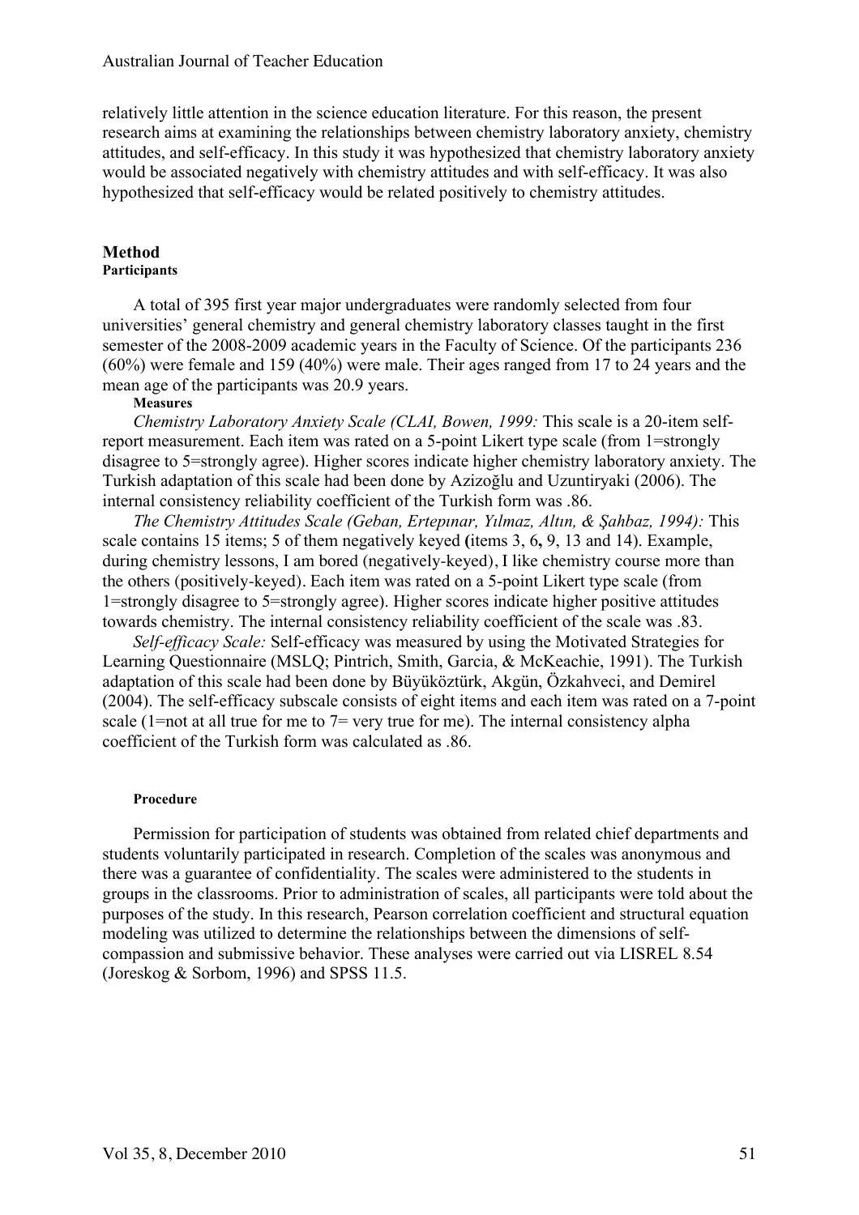relatively little attention in the science education literature. For this reason, the present research aims at examining the relationships between chemistry laboratory anxiety, chemistry attitudes, and self-efficacy. In this study it was hypothesized that chemistry laboratory anxiety would be associated negatively with chemistry attitudes and with self-efficacy. It was also hypothesized that self-efficacy would be related positively to chemistry attitudes.

## Method

### Participants

A total of 395 first year major undergraduates were randomly selected from four universities' general chemistry and general chemistry laboratory classes taught in the first semester of the 2008-2009 academic years in the Faculty of Science. Of the participants 236 (60%) were female and 159 (40%) were male. Their ages ranged from 17 to 24 years and the mean age of the participants was 20.9 years.

#### Measures

*Chemistry Laboratory Anxiety Scale (CLAI, Bowen, 1999:* This scale is a 20-item self-report measurement. Each item was rated on a 5-point Likert type scale (from 1=strongly disagree to 5=strongly agree). Higher scores indicate higher chemistry laboratory anxiety. The Turkish adaptation of this scale had been done by Azizoğlu and Uzuntiryaki (2006). The internal consistency reliability coefficient of the Turkish form was .86.

*The Chemistry Attitudes Scale (Geban, Ertepınar, Yılmaz, Altın, & Şahbaz, 1994):* This scale contains 15 items; 5 of them negatively keyed **(**items 3, 6**,** 9, 13 and 14). Example, during chemistry lessons, I am bored (negatively-keyed), I like chemistry course more than the others (positively-keyed). Each item was rated on a 5-point Likert type scale (from 1=strongly disagree to 5=strongly agree). Higher scores indicate higher positive attitudes towards chemistry. The internal consistency reliability coefficient of the scale was .83.

*Self-efficacy Scale:* Self-efficacy was measured by using the Motivated Strategies for Learning Questionnaire (MSLQ; Pintrich, Smith, Garcia, & McKeachie, 1991). The Turkish adaptation of this scale had been done by Büyüköztürk, Akgün, Özkahveci, and Demirel (2004). The self-efficacy subscale consists of eight items and each item was rated on a 7-point scale (1=not at all true for me to 7= very true for me). The internal consistency alpha coefficient of the Turkish form was calculated as .86.

#### Procedure

Permission for participation of students was obtained from related chief departments and students voluntarily participated in research. Completion of the scales was anonymous and there was a guarantee of confidentiality. The scales were administered to the students in groups in the classrooms. Prior to administration of scales, all participants were told about the purposes of the study. In this research, Pearson correlation coefficient and structural equation modeling was utilized to determine the relationships between the dimensions of self-compassion and submissive behavior. These analyses were carried out via LISREL 8.54 (Joreskog & Sorbom, 1996) and SPSS 11.5.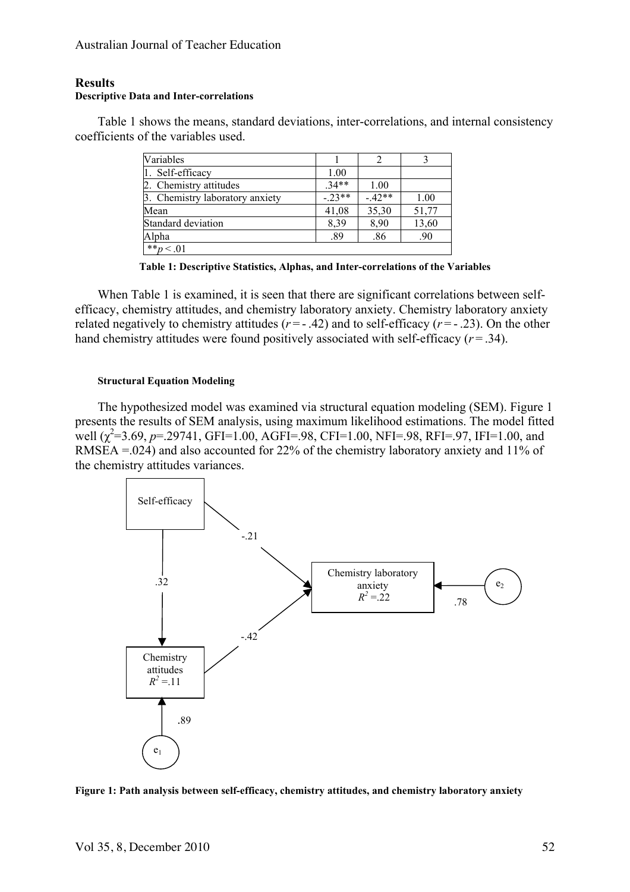## Results

### Descriptive Data and Inter-correlations

Table 1 shows the means, standard deviations, inter-correlations, and internal consistency coefficients of the variables used.

| Variables | 1 | 2 | 3 |
|---|---|---|---|
| 1. Self-efficacy | 1.00 | | |
| 2. Chemistry attitudes | .34** | 1.00 | |
| 3. Chemistry laboratory anxiety | -.23** | -.42** | 1.00 |
| Mean | 41,08 | 35,30 | 51,77 |
| Standard deviation | 8,39 | 8,90 | 13,60 |
| Alpha | .89 | .86 | .90 |
| ** $p < .01$ | | | |

**Table 1: Descriptive Statistics, Alphas, and Inter-correlations of the Variables**

When Table 1 is examined, it is seen that there are significant correlations between self-efficacy, chemistry attitudes, and chemistry laboratory anxiety. Chemistry laboratory anxiety related negatively to chemistry attitudes ($r = -.42$) and to self-efficacy ($r = -.23$). On the other hand chemistry attitudes were found positively associated with self-efficacy ($r = .34$).

#### Structural Equation Modeling

The hypothesized model was examined via structural equation modeling (SEM). Figure 1 presents the results of SEM analysis, using maximum likelihood estimations. The model fitted well ($\chi^2$=3.69, $p$=.29741, GFI=1.00, AGFI=.98, CFI=1.00, NFI=.98, RFI=.97, IFI=1.00, and RMSEA =.024) and also accounted for 22% of the chemistry laboratory anxiety and 11% of the chemistry attitudes variances.

**Figure 1: Path analysis between self-efficacy, chemistry attitudes, and chemistry laboratory anxiety**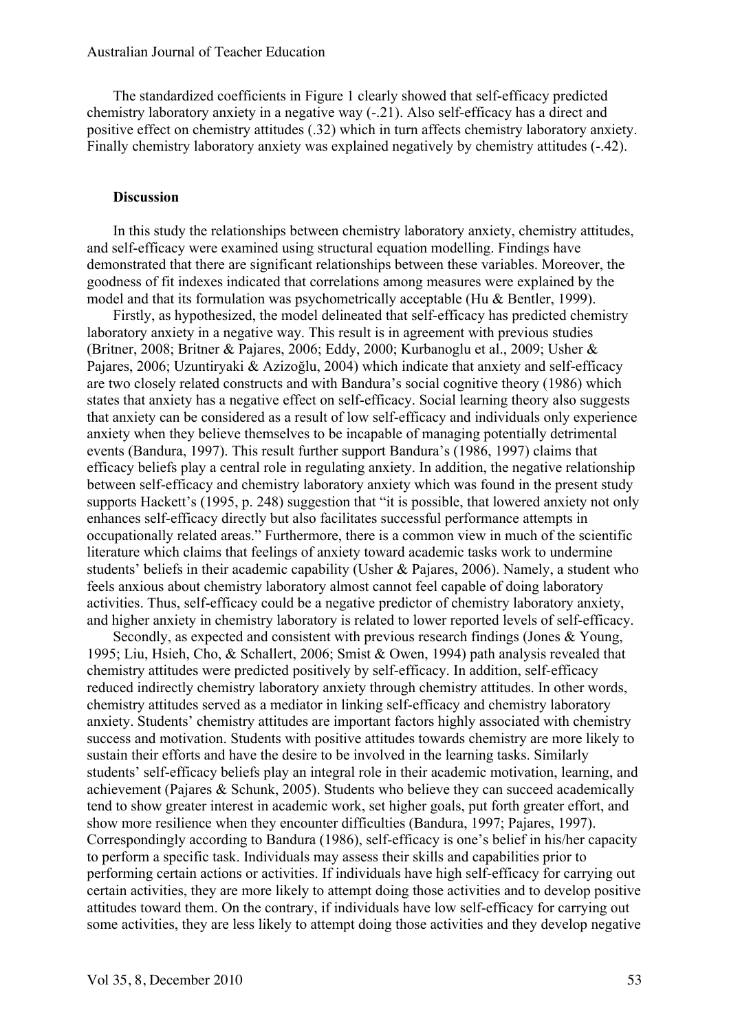The standardized coefficients in Figure 1 clearly showed that self-efficacy predicted chemistry laboratory anxiety in a negative way (-.21). Also self-efficacy has a direct and positive effect on chemistry attitudes (.32) which in turn affects chemistry laboratory anxiety. Finally chemistry laboratory anxiety was explained negatively by chemistry attitudes (-.42).

## Discussion

In this study the relationships between chemistry laboratory anxiety, chemistry attitudes, and self-efficacy were examined using structural equation modelling. Findings have demonstrated that there are significant relationships between these variables. Moreover, the goodness of fit indexes indicated that correlations among measures were explained by the model and that its formulation was psychometrically acceptable (Hu & Bentler, 1999).

Firstly, as hypothesized, the model delineated that self-efficacy has predicted chemistry laboratory anxiety in a negative way. This result is in agreement with previous studies (Britner, 2008; Britner & Pajares, 2006; Eddy, 2000; Kurbanoglu et al., 2009; Usher & Pajares, 2006; Uzuntiryaki & Azizoğlu, 2004) which indicate that anxiety and self-efficacy are two closely related constructs and with Bandura's social cognitive theory (1986) which states that anxiety has a negative effect on self-efficacy. Social learning theory also suggests that anxiety can be considered as a result of low self-efficacy and individuals only experience anxiety when they believe themselves to be incapable of managing potentially detrimental events (Bandura, 1997). This result further support Bandura's (1986, 1997) claims that efficacy beliefs play a central role in regulating anxiety. In addition, the negative relationship between self-efficacy and chemistry laboratory anxiety which was found in the present study supports Hackett's (1995, p. 248) suggestion that "it is possible, that lowered anxiety not only enhances self-efficacy directly but also facilitates successful performance attempts in occupationally related areas." Furthermore, there is a common view in much of the scientific literature which claims that feelings of anxiety toward academic tasks work to undermine students' beliefs in their academic capability (Usher & Pajares, 2006). Namely, a student who feels anxious about chemistry laboratory almost cannot feel capable of doing laboratory activities. Thus, self-efficacy could be a negative predictor of chemistry laboratory anxiety, and higher anxiety in chemistry laboratory is related to lower reported levels of self-efficacy.

Secondly, as expected and consistent with previous research findings (Jones & Young, 1995; Liu, Hsieh, Cho, & Schallert, 2006; Smist & Owen, 1994) path analysis revealed that chemistry attitudes were predicted positively by self-efficacy. In addition, self-efficacy reduced indirectly chemistry laboratory anxiety through chemistry attitudes. In other words, chemistry attitudes served as a mediator in linking self-efficacy and chemistry laboratory anxiety. Students' chemistry attitudes are important factors highly associated with chemistry success and motivation. Students with positive attitudes towards chemistry are more likely to sustain their efforts and have the desire to be involved in the learning tasks. Similarly students' self-efficacy beliefs play an integral role in their academic motivation, learning, and achievement (Pajares & Schunk, 2005). Students who believe they can succeed academically tend to show greater interest in academic work, set higher goals, put forth greater effort, and show more resilience when they encounter difficulties (Bandura, 1997; Pajares, 1997). Correspondingly according to Bandura (1986), self-efficacy is one's belief in his/her capacity to perform a specific task. Individuals may assess their skills and capabilities prior to performing certain actions or activities. If individuals have high self-efficacy for carrying out certain activities, they are more likely to attempt doing those activities and to develop positive attitudes toward them. On the contrary, if individuals have low self-efficacy for carrying out some activities, they are less likely to attempt doing those activities and they develop negative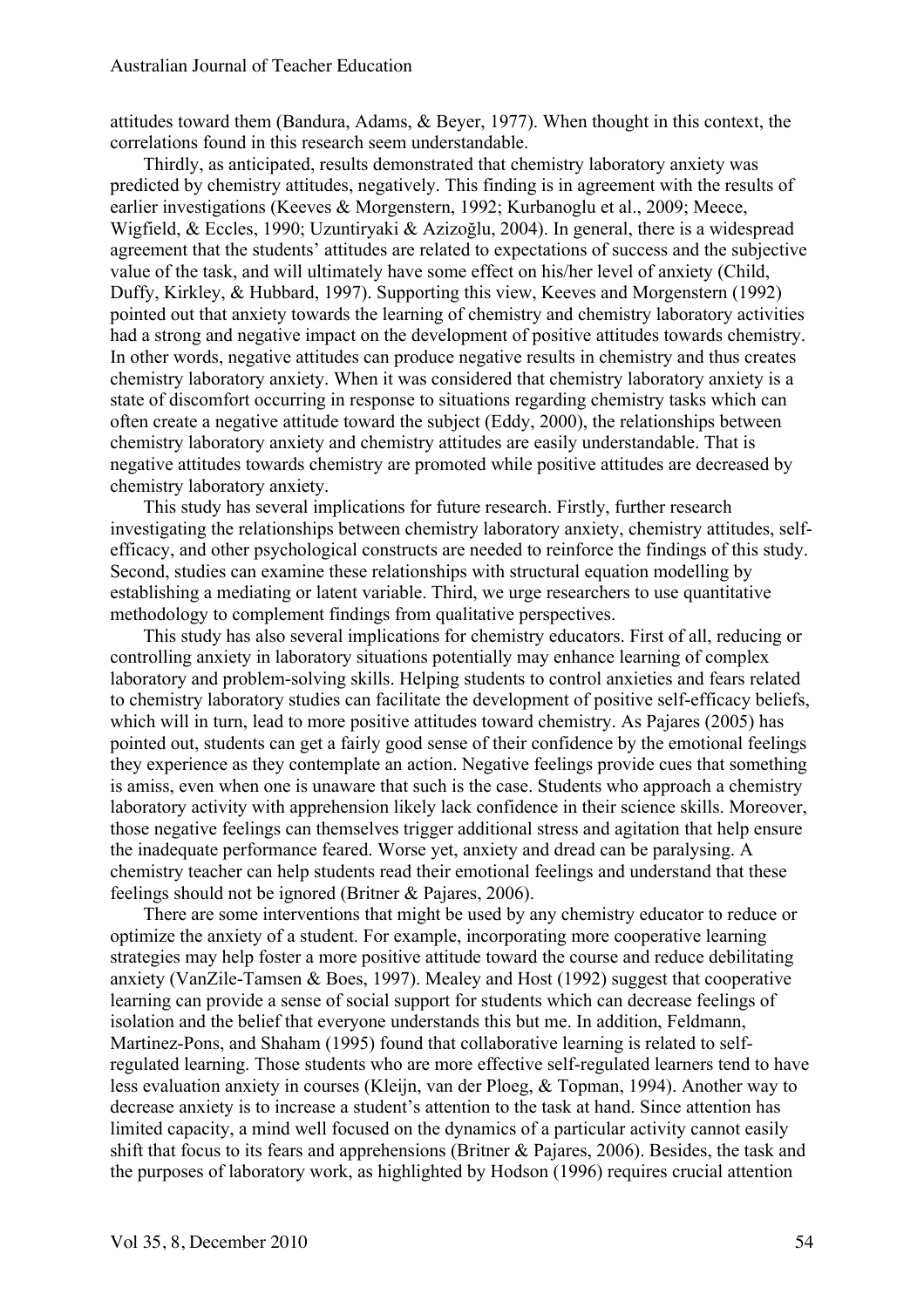attitudes toward them (Bandura, Adams, & Beyer, 1977). When thought in this context, the correlations found in this research seem understandable.

Thirdly, as anticipated, results demonstrated that chemistry laboratory anxiety was predicted by chemistry attitudes, negatively. This finding is in agreement with the results of earlier investigations (Keeves & Morgenstern, 1992; Kurbanoglu et al., 2009; Meece, Wigfield, & Eccles, 1990; Uzuntiryaki & Azizoğlu, 2004). In general, there is a widespread agreement that the students' attitudes are related to expectations of success and the subjective value of the task, and will ultimately have some effect on his/her level of anxiety (Child, Duffy, Kirkley, & Hubbard, 1997). Supporting this view, Keeves and Morgenstern (1992) pointed out that anxiety towards the learning of chemistry and chemistry laboratory activities had a strong and negative impact on the development of positive attitudes towards chemistry. In other words, negative attitudes can produce negative results in chemistry and thus creates chemistry laboratory anxiety. When it was considered that chemistry laboratory anxiety is a state of discomfort occurring in response to situations regarding chemistry tasks which can often create a negative attitude toward the subject (Eddy, 2000), the relationships between chemistry laboratory anxiety and chemistry attitudes are easily understandable. That is negative attitudes towards chemistry are promoted while positive attitudes are decreased by chemistry laboratory anxiety.

This study has several implications for future research. Firstly, further research investigating the relationships between chemistry laboratory anxiety, chemistry attitudes, self-efficacy, and other psychological constructs are needed to reinforce the findings of this study. Second, studies can examine these relationships with structural equation modelling by establishing a mediating or latent variable. Third, we urge researchers to use quantitative methodology to complement findings from qualitative perspectives.

This study has also several implications for chemistry educators. First of all, reducing or controlling anxiety in laboratory situations potentially may enhance learning of complex laboratory and problem-solving skills. Helping students to control anxieties and fears related to chemistry laboratory studies can facilitate the development of positive self-efficacy beliefs, which will in turn, lead to more positive attitudes toward chemistry. As Pajares (2005) has pointed out, students can get a fairly good sense of their confidence by the emotional feelings they experience as they contemplate an action. Negative feelings provide cues that something is amiss, even when one is unaware that such is the case. Students who approach a chemistry laboratory activity with apprehension likely lack confidence in their science skills. Moreover, those negative feelings can themselves trigger additional stress and agitation that help ensure the inadequate performance feared. Worse yet, anxiety and dread can be paralysing. A chemistry teacher can help students read their emotional feelings and understand that these feelings should not be ignored (Britner & Pajares, 2006).

There are some interventions that might be used by any chemistry educator to reduce or optimize the anxiety of a student. For example, incorporating more cooperative learning strategies may help foster a more positive attitude toward the course and reduce debilitating anxiety (VanZile-Tamsen & Boes, 1997). Mealey and Host (1992) suggest that cooperative learning can provide a sense of social support for students which can decrease feelings of isolation and the belief that everyone understands this but me. In addition, Feldmann, Martinez-Pons, and Shaham (1995) found that collaborative learning is related to self-regulated learning. Those students who are more effective self-regulated learners tend to have less evaluation anxiety in courses (Kleijn, van der Ploeg, & Topman, 1994). Another way to decrease anxiety is to increase a student's attention to the task at hand. Since attention has limited capacity, a mind well focused on the dynamics of a particular activity cannot easily shift that focus to its fears and apprehensions (Britner & Pajares, 2006). Besides, the task and the purposes of laboratory work, as highlighted by Hodson (1996) requires crucial attention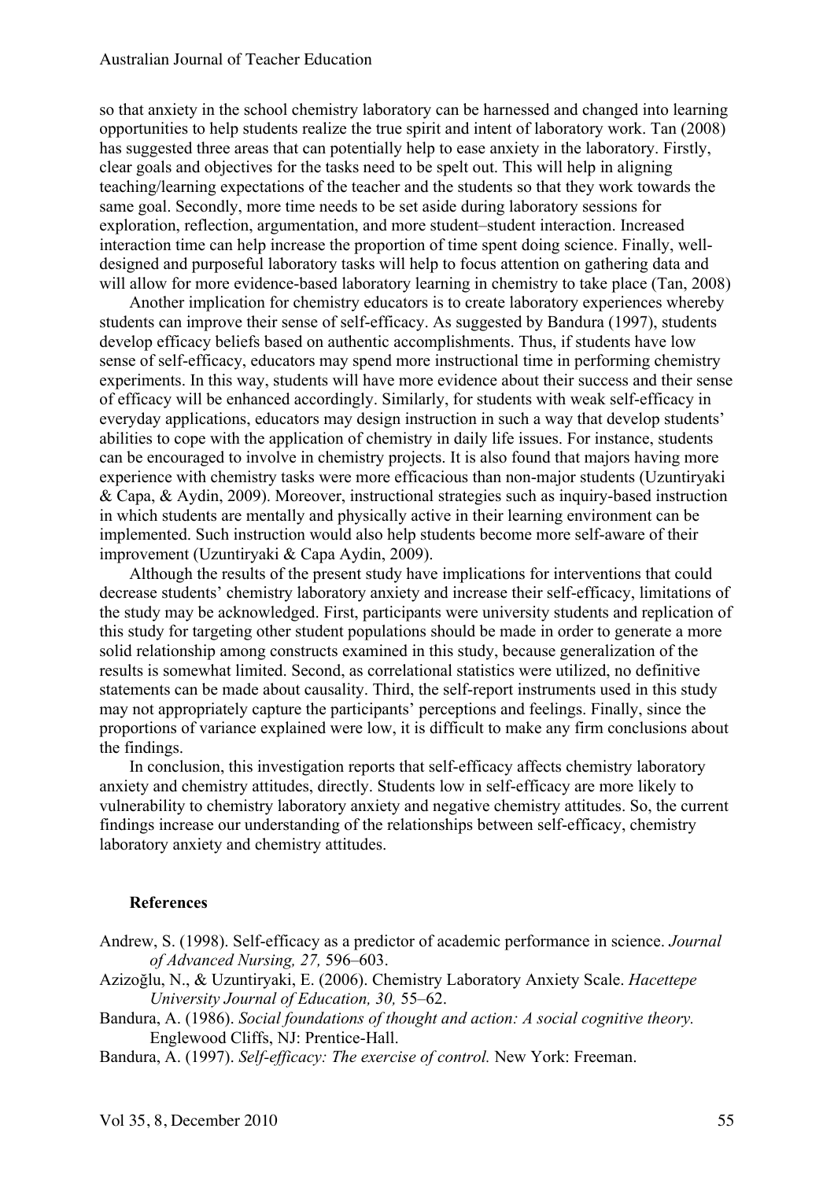so that anxiety in the school chemistry laboratory can be harnessed and changed into learning opportunities to help students realize the true spirit and intent of laboratory work. Tan (2008) has suggested three areas that can potentially help to ease anxiety in the laboratory. Firstly, clear goals and objectives for the tasks need to be spelt out. This will help in aligning teaching/learning expectations of the teacher and the students so that they work towards the same goal. Secondly, more time needs to be set aside during laboratory sessions for exploration, reflection, argumentation, and more student–student interaction. Increased interaction time can help increase the proportion of time spent doing science. Finally, well-designed and purposeful laboratory tasks will help to focus attention on gathering data and will allow for more evidence-based laboratory learning in chemistry to take place (Tan, 2008)

Another implication for chemistry educators is to create laboratory experiences whereby students can improve their sense of self-efficacy. As suggested by Bandura (1997), students develop efficacy beliefs based on authentic accomplishments. Thus, if students have low sense of self-efficacy, educators may spend more instructional time in performing chemistry experiments. In this way, students will have more evidence about their success and their sense of efficacy will be enhanced accordingly. Similarly, for students with weak self-efficacy in everyday applications, educators may design instruction in such a way that develop students' abilities to cope with the application of chemistry in daily life issues. For instance, students can be encouraged to involve in chemistry projects. It is also found that majors having more experience with chemistry tasks were more efficacious than non-major students (Uzuntiryaki & Capa, & Aydin, 2009). Moreover, instructional strategies such as inquiry-based instruction in which students are mentally and physically active in their learning environment can be implemented. Such instruction would also help students become more self-aware of their improvement (Uzuntiryaki & Capa Aydin, 2009).

Although the results of the present study have implications for interventions that could decrease students' chemistry laboratory anxiety and increase their self-efficacy, limitations of the study may be acknowledged. First, participants were university students and replication of this study for targeting other student populations should be made in order to generate a more solid relationship among constructs examined in this study, because generalization of the results is somewhat limited. Second, as correlational statistics were utilized, no definitive statements can be made about causality. Third, the self-report instruments used in this study may not appropriately capture the participants' perceptions and feelings. Finally, since the proportions of variance explained were low, it is difficult to make any firm conclusions about the findings.

In conclusion, this investigation reports that self-efficacy affects chemistry laboratory anxiety and chemistry attitudes, directly. Students low in self-efficacy are more likely to vulnerability to chemistry laboratory anxiety and negative chemistry attitudes. So, the current findings increase our understanding of the relationships between self-efficacy, chemistry laboratory anxiety and chemistry attitudes.

## References

Andrew, S. (1998). Self-efficacy as a predictor of academic performance in science. *Journal of Advanced Nursing, 27,* 596–603.

Azizoğlu, N., & Uzuntiryaki, E. (2006). Chemistry Laboratory Anxiety Scale. *Hacettepe University Journal of Education, 30,* 55–62.

Bandura, A. (1986). *Social foundations of thought and action: A social cognitive theory.* Englewood Cliffs, NJ: Prentice-Hall.

Bandura, A. (1997). *Self-efficacy: The exercise of control.* New York: Freeman.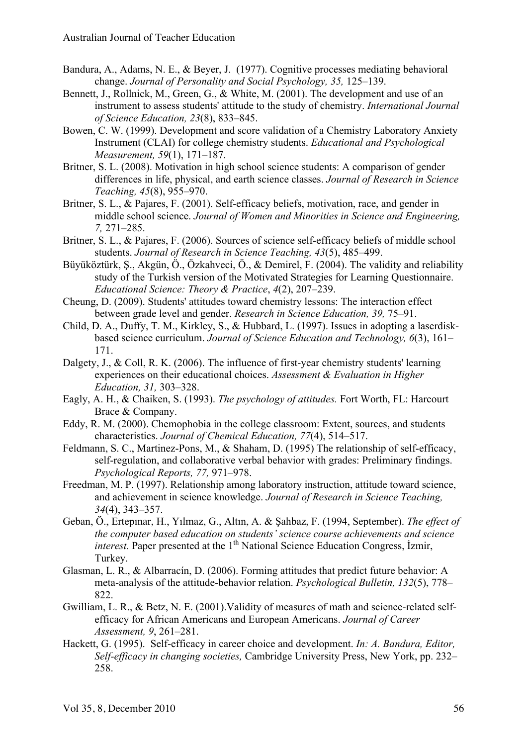Bandura, A., Adams, N. E., & Beyer, J. (1977). Cognitive processes mediating behavioral change. *Journal of Personality and Social Psychology, 35,* 125–139.

Bennett, J., Rollnick, M., Green, G., & White, M. (2001). The development and use of an instrument to assess students' attitude to the study of chemistry. *International Journal of Science Education, 23*(8), 833–845.

Bowen, C. W. (1999). Development and score validation of a Chemistry Laboratory Anxiety Instrument (CLAI) for college chemistry students. *Educational and Psychological Measurement, 59*(1), 171–187.

Britner, S. L. (2008). Motivation in high school science students: A comparison of gender differences in life, physical, and earth science classes. *Journal of Research in Science Teaching, 45*(8), 955–970.

Britner, S. L., & Pajares, F. (2001). Self-efficacy beliefs, motivation, race, and gender in middle school science. *Journal of Women and Minorities in Science and Engineering, 7,* 271–285.

Britner, S. L., & Pajares, F. (2006). Sources of science self-efficacy beliefs of middle school students. *Journal of Research in Science Teaching, 43*(5), 485–499.

Büyüköztürk, Ş., Akgün, Ö., Özkahveci, Ö., & Demirel, F. (2004). The validity and reliability study of the Turkish version of the Motivated Strategies for Learning Questionnaire. *Educational Science: Theory & Practice*, *4*(2), 207–239.

Cheung, D. (2009). Students' attitudes toward chemistry lessons: The interaction effect between grade level and gender. *Research in Science Education, 39,* 75–91.

Child, D. A., Duffy, T. M., Kirkley, S., & Hubbard, L. (1997). Issues in adopting a laserdisk-based science curriculum. *Journal of Science Education and Technology, 6*(3), 161–171.

Dalgety, J., & Coll, R. K. (2006). The influence of first-year chemistry students' learning experiences on their educational choices. *Assessment & Evaluation in Higher Education, 31,* 303–328.

Eagly, A. H., & Chaiken, S. (1993). *The psychology of attitudes.* Fort Worth, FL: Harcourt Brace & Company.

Eddy, R. M. (2000). Chemophobia in the college classroom: Extent, sources, and students characteristics. *Journal of Chemical Education, 77*(4), 514–517.

Feldmann, S. C., Martinez-Pons, M., & Shaham, D. (1995) The relationship of self-efficacy, self-regulation, and collaborative verbal behavior with grades: Preliminary findings. *Psychological Reports, 77,* 971–978.

Freedman, M. P. (1997). Relationship among laboratory instruction, attitude toward science, and achievement in science knowledge. *Journal of Research in Science Teaching, 34*(4), 343–357.

Geban, Ö., Ertepınar, H., Yılmaz, G., Altın, A. & Şahbaz, F. (1994, September). *The effect of the computer based education on students' science course achievements and science interest.* Paper presented at the 1th National Science Education Congress, İzmir, Turkey.

Glasman, L. R., & Albarracín, D. (2006). Forming attitudes that predict future behavior: A meta-analysis of the attitude-behavior relation. *Psychological Bulletin, 132*(5), 778–822.

Gwilliam, L. R., & Betz, N. E. (2001).Validity of measures of math and science-related self-efficacy for African Americans and European Americans. *Journal of Career Assessment, 9*, 261–281.

Hackett, G. (1995). Self-efficacy in career choice and development. *In: A. Bandura, Editor, Self-efficacy in changing societies,* Cambridge University Press, New York, pp. 232–258.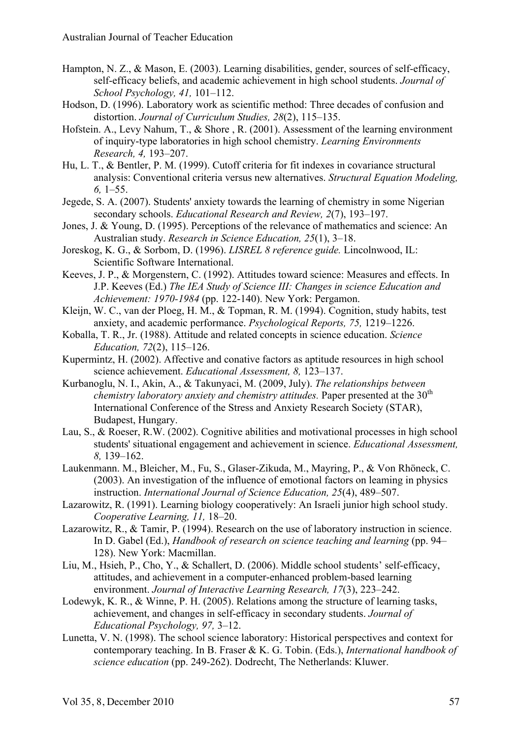Hampton, N. Z., & Mason, E. (2003). Learning disabilities, gender, sources of self-efficacy, self-efficacy beliefs, and academic achievement in high school students. *Journal of School Psychology, 41,* 101–112.

Hodson, D. (1996). Laboratory work as scientific method: Three decades of confusion and distortion. *Journal of Curriculum Studies, 28*(2), 115–135.

Hofstein. A., Levy Nahum, T., & Shore , R. (2001). Assessment of the learning environment of inquiry-type laboratories in high school chemistry. *Learning Environments Research, 4,* 193–207.

Hu, L. T., & Bentler, P. M. (1999). Cutoff criteria for fit indexes in covariance structural analysis: Conventional criteria versus new alternatives. *Structural Equation Modeling, 6,* 1–55.

Jegede, S. A. (2007). Students' anxiety towards the learning of chemistry in some Nigerian secondary schools. *Educational Research and Review, 2*(7), 193–197.

Jones, J. & Young, D. (1995). Perceptions of the relevance of mathematics and science: An Australian study. *Research in Science Education, 25*(1), 3–18.

Joreskog, K. G., & Sorbom, D. (1996). *LISREL 8 reference guide.* Lincolnwood, IL: Scientific Software International.

Keeves, J. P., & Morgenstern, C. (1992). Attitudes toward science: Measures and effects. In J.P. Keeves (Ed.) *The IEA Study of Science III: Changes in science Education and Achievement: 1970-1984* (pp. 122-140). New York: Pergamon.

Kleijn, W. C., van der Ploeg, H. M., & Topman, R. M. (1994). Cognition, study habits, test anxiety, and academic performance. *Psychological Reports, 75,* 1219–1226.

Koballa, T. R., Jr. (1988). Attitude and related concepts in science education. *Science Education, 72*(2), 115–126.

Kupermintz, H. (2002). Affective and conative factors as aptitude resources in high school science achievement. *Educational Assessment, 8,* 123–137.

Kurbanoglu, N. I., Akin, A., & Takunyaci, M. (2009, July). *The relationships between chemistry laboratory anxiety and chemistry attitudes.* Paper presented at the 30th International Conference of the Stress and Anxiety Research Society (STAR), Budapest, Hungary.

Lau, S., & Roeser, R.W. (2002). Cognitive abilities and motivational processes in high school students' situational engagement and achievement in science. *Educational Assessment, 8,* 139–162.

Laukenmann. M., Bleicher, M., Fu, S., Glaser-Zikuda, M., Mayring, P., & Von Rhöneck, C. (2003). An investigation of the influence of emotional factors on leaming in physics instruction. *International Journal of Science Education, 25*(4), 489–507.

Lazarowitz, R. (1991). Learning biology cooperatively: An Israeli junior high school study. *Cooperative Learning, 11,* 18–20.

Lazarowitz, R., & Tamir, P. (1994). Research on the use of laboratory instruction in science. In D. Gabel (Ed.), *Handbook of research on science teaching and learning* (pp. 94–128). New York: Macmillan.

Liu, M., Hsieh, P., Cho, Y., & Schallert, D. (2006). Middle school students' self-efficacy, attitudes, and achievement in a computer-enhanced problem-based learning environment. *Journal of Interactive Learning Research, 17*(3), 223–242.

Lodewyk, K. R., & Winne, P. H. (2005). Relations among the structure of learning tasks, achievement, and changes in self-efficacy in secondary students. *Journal of Educational Psychology, 97,* 3–12.

Lunetta, V. N. (1998). The school science laboratory: Historical perspectives and context for contemporary teaching. In B. Fraser & K. G. Tobin. (Eds.), *International handbook of science education* (pp. 249-262). Dodrecht, The Netherlands: Kluwer.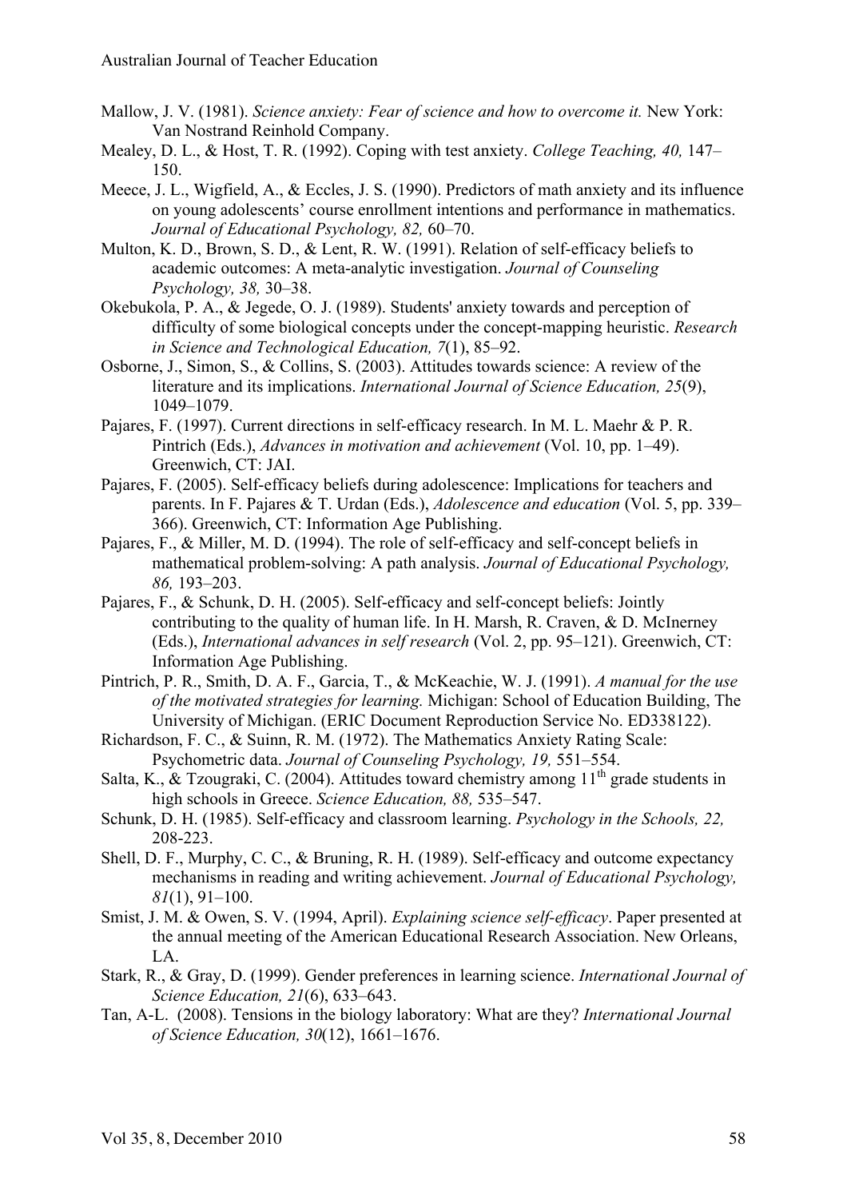Mallow, J. V. (1981). *Science anxiety: Fear of science and how to overcome it.* New York: Van Nostrand Reinhold Company.

Mealey, D. L., & Host, T. R. (1992). Coping with test anxiety. *College Teaching, 40,* 147–150.

Meece, J. L., Wigfield, A., & Eccles, J. S. (1990). Predictors of math anxiety and its influence on young adolescents' course enrollment intentions and performance in mathematics. *Journal of Educational Psychology, 82,* 60–70.

Multon, K. D., Brown, S. D., & Lent, R. W. (1991). Relation of self-efficacy beliefs to academic outcomes: A meta-analytic investigation. *Journal of Counseling Psychology, 38,* 30–38.

Okebukola, P. A., & Jegede, O. J. (1989). Students' anxiety towards and perception of difficulty of some biological concepts under the concept-mapping heuristic. *Research in Science and Technological Education, 7*(1), 85–92.

Osborne, J., Simon, S., & Collins, S. (2003). Attitudes towards science: A review of the literature and its implications. *International Journal of Science Education, 25*(9), 1049–1079.

Pajares, F. (1997). Current directions in self-efficacy research. In M. L. Maehr & P. R. Pintrich (Eds.), *Advances in motivation and achievement* (Vol. 10, pp. 1–49). Greenwich, CT: JAI.

Pajares, F. (2005). Self-efficacy beliefs during adolescence: Implications for teachers and parents. In F. Pajares & T. Urdan (Eds.), *Adolescence and education* (Vol. 5, pp. 339–366). Greenwich, CT: Information Age Publishing.

Pajares, F., & Miller, M. D. (1994). The role of self-efficacy and self-concept beliefs in mathematical problem-solving: A path analysis. *Journal of Educational Psychology, 86,* 193–203.

Pajares, F., & Schunk, D. H. (2005). Self-efficacy and self-concept beliefs: Jointly contributing to the quality of human life. In H. Marsh, R. Craven, & D. McInerney (Eds.), *International advances in self research* (Vol. 2, pp. 95–121). Greenwich, CT: Information Age Publishing.

Pintrich, P. R., Smith, D. A. F., Garcia, T., & McKeachie, W. J. (1991). *A manual for the use of the motivated strategies for learning.* Michigan: School of Education Building, The University of Michigan. (ERIC Document Reproduction Service No. ED338122).

Richardson, F. C., & Suinn, R. M. (1972). The Mathematics Anxiety Rating Scale: Psychometric data. *Journal of Counseling Psychology, 19,* 551–554.

Salta, K., & Tzougraki, C. (2004). Attitudes toward chemistry among 11th grade students in high schools in Greece. *Science Education, 88,* 535–547.

Schunk, D. H. (1985). Self-efficacy and classroom learning. *Psychology in the Schools, 22,* 208-223.

Shell, D. F., Murphy, C. C., & Bruning, R. H. (1989). Self-efficacy and outcome expectancy mechanisms in reading and writing achievement. *Journal of Educational Psychology, 81*(1), 91–100.

Smist, J. M. & Owen, S. V. (1994, April). *Explaining science self-efficacy*. Paper presented at the annual meeting of the American Educational Research Association. New Orleans, LA.

Stark, R., & Gray, D. (1999). Gender preferences in learning science. *International Journal of Science Education, 21*(6), 633–643.

Tan, A-L. (2008). Tensions in the biology laboratory: What are they? *International Journal of Science Education, 30*(12), 1661–1676.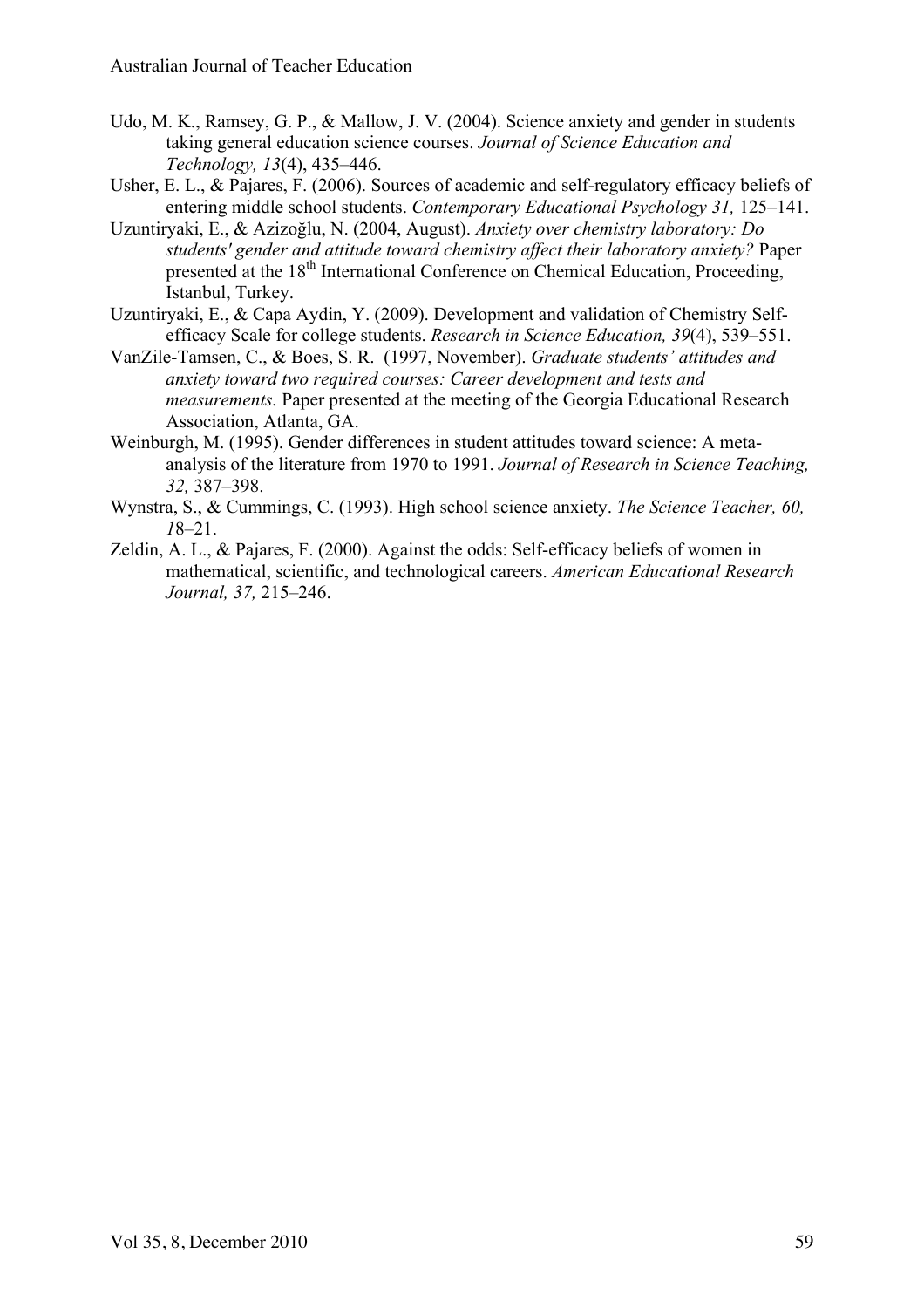Udo, M. K., Ramsey, G. P., & Mallow, J. V. (2004). Science anxiety and gender in students taking general education science courses. *Journal of Science Education and Technology, 13*(4), 435–446.

Usher, E. L., & Pajares, F. (2006). Sources of academic and self-regulatory efficacy beliefs of entering middle school students. *Contemporary Educational Psychology 31,* 125–141.

Uzuntiryaki, E., & Azizoğlu, N. (2004, August). *Anxiety over chemistry laboratory: Do students' gender and attitude toward chemistry affect their laboratory anxiety?* Paper presented at the 18th International Conference on Chemical Education, Proceeding, Istanbul, Turkey.

Uzuntiryaki, E., & Capa Aydin, Y. (2009). Development and validation of Chemistry Self-efficacy Scale for college students. *Research in Science Education, 39*(4), 539–551.

VanZile-Tamsen, C., & Boes, S. R. (1997, November). *Graduate students' attitudes and anxiety toward two required courses: Career development and tests and measurements.* Paper presented at the meeting of the Georgia Educational Research Association, Atlanta, GA.

Weinburgh, M. (1995). Gender differences in student attitudes toward science: A meta-analysis of the literature from 1970 to 1991. *Journal of Research in Science Teaching, 32,* 387–398.

Wynstra, S., & Cummings, C. (1993). High school science anxiety. *The Science Teacher, 60, 1*8–21.

Zeldin, A. L., & Pajares, F. (2000). Against the odds: Self-efficacy beliefs of women in mathematical, scientific, and technological careers. *American Educational Research Journal, 37,* 215–246.